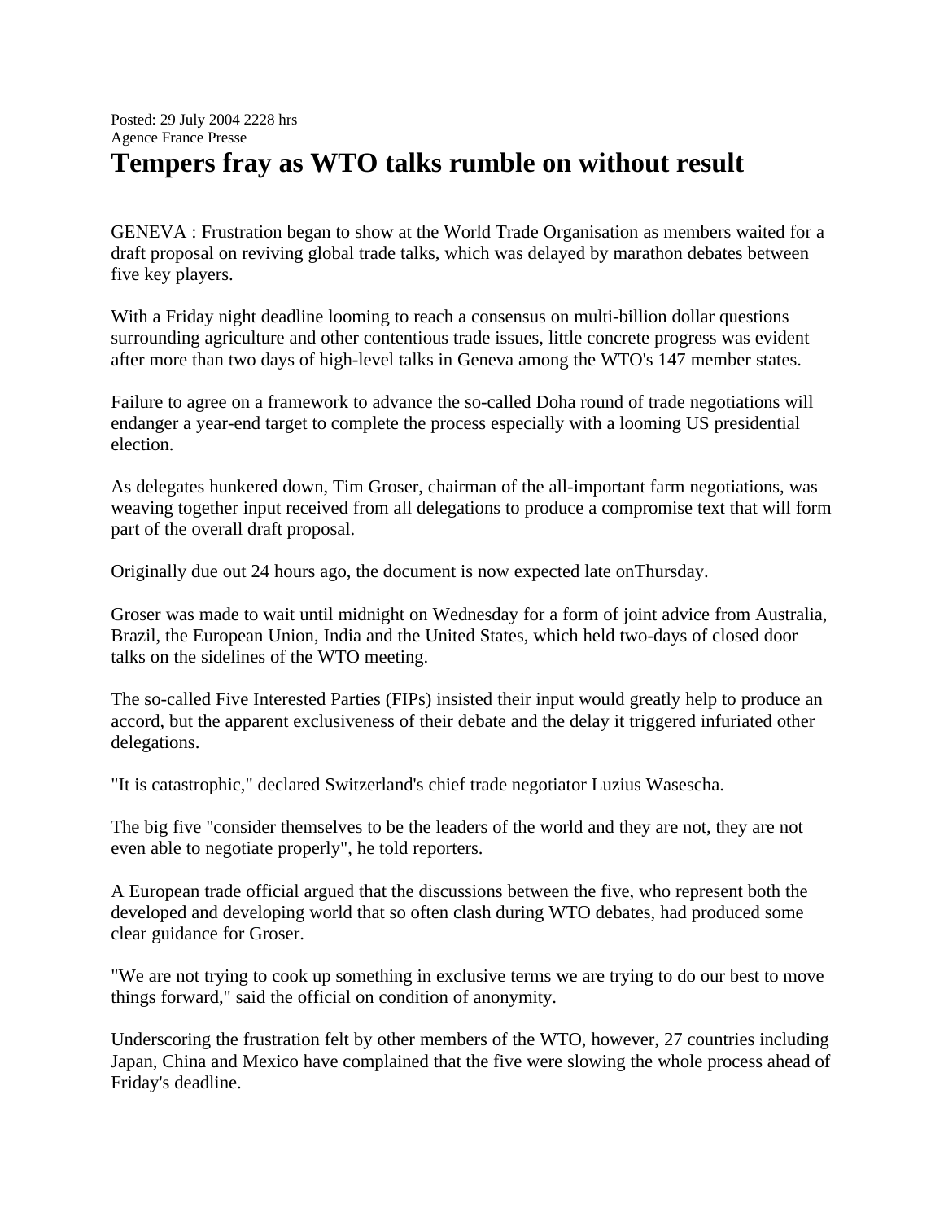Posted: 29 July 2004 2228 hrs
Agence France Presse

# Tempers fray as WTO talks rumble on without result

GENEVA : Frustration began to show at the World Trade Organisation as members waited for a draft proposal on reviving global trade talks, which was delayed by marathon debates between five key players.

With a Friday night deadline looming to reach a consensus on multi-billion dollar questions surrounding agriculture and other contentious trade issues, little concrete progress was evident after more than two days of high-level talks in Geneva among the WTO's 147 member states.

Failure to agree on a framework to advance the so-called Doha round of trade negotiations will endanger a year-end target to complete the process especially with a looming US presidential election.

As delegates hunkered down, Tim Groser, chairman of the all-important farm negotiations, was weaving together input received from all delegations to produce a compromise text that will form part of the overall draft proposal.

Originally due out 24 hours ago, the document is now expected late onThursday.

Groser was made to wait until midnight on Wednesday for a form of joint advice from Australia, Brazil, the European Union, India and the United States, which held two-days of closed door talks on the sidelines of the WTO meeting.

The so-called Five Interested Parties (FIPs) insisted their input would greatly help to produce an accord, but the apparent exclusiveness of their debate and the delay it triggered infuriated other delegations.

"It is catastrophic," declared Switzerland's chief trade negotiator Luzius Wasescha.

The big five "consider themselves to be the leaders of the world and they are not, they are not even able to negotiate properly", he told reporters.

A European trade official argued that the discussions between the five, who represent both the developed and developing world that so often clash during WTO debates, had produced some clear guidance for Groser.

"We are not trying to cook up something in exclusive terms we are trying to do our best to move things forward," said the official on condition of anonymity.

Underscoring the frustration felt by other members of the WTO, however, 27 countries including Japan, China and Mexico have complained that the five were slowing the whole process ahead of Friday's deadline.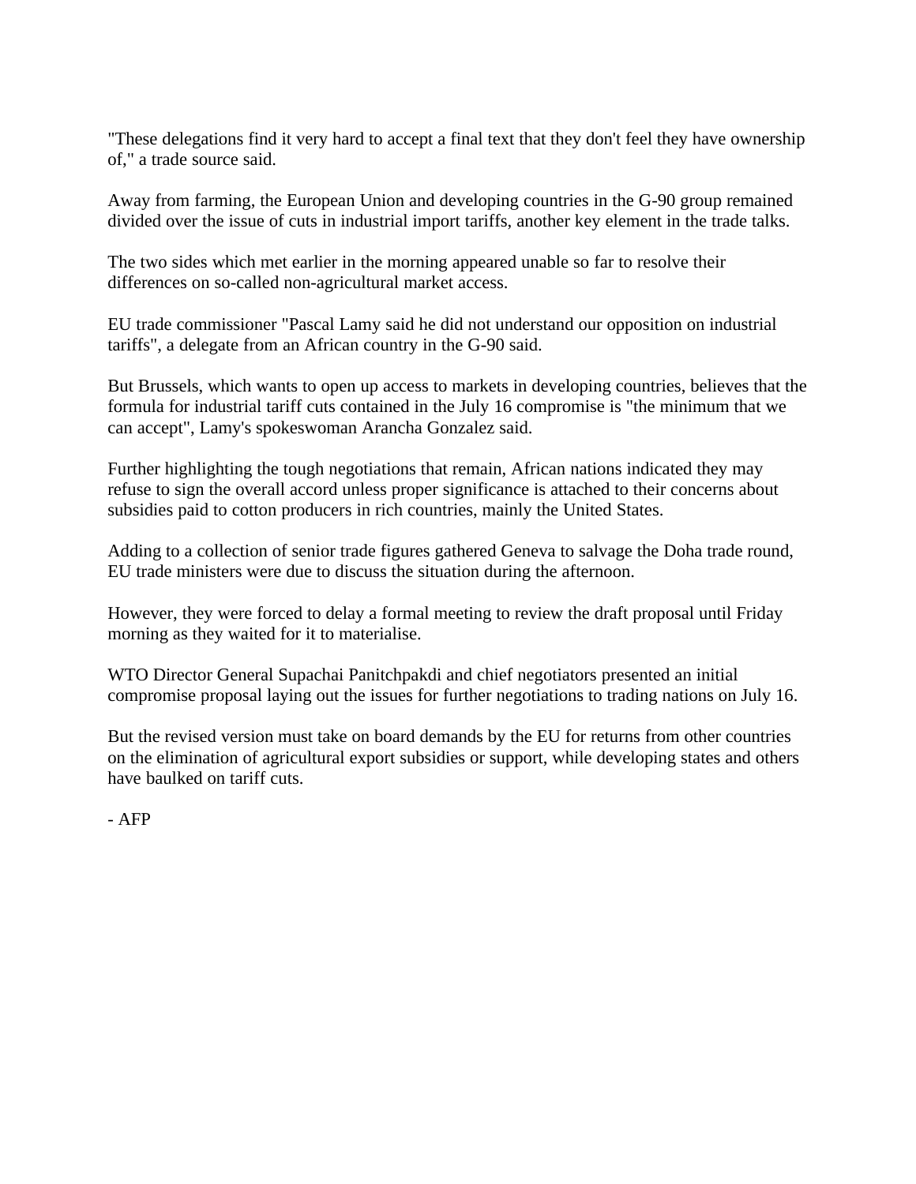"These delegations find it very hard to accept a final text that they don't feel they have ownership of," a trade source said.

Away from farming, the European Union and developing countries in the G-90 group remained divided over the issue of cuts in industrial import tariffs, another key element in the trade talks.

The two sides which met earlier in the morning appeared unable so far to resolve their differences on so-called non-agricultural market access.

EU trade commissioner "Pascal Lamy said he did not understand our opposition on industrial tariffs", a delegate from an African country in the G-90 said.

But Brussels, which wants to open up access to markets in developing countries, believes that the formula for industrial tariff cuts contained in the July 16 compromise is "the minimum that we can accept", Lamy's spokeswoman Arancha Gonzalez said.

Further highlighting the tough negotiations that remain, African nations indicated they may refuse to sign the overall accord unless proper significance is attached to their concerns about subsidies paid to cotton producers in rich countries, mainly the United States.

Adding to a collection of senior trade figures gathered Geneva to salvage the Doha trade round, EU trade ministers were due to discuss the situation during the afternoon.

However, they were forced to delay a formal meeting to review the draft proposal until Friday morning as they waited for it to materialise.

WTO Director General Supachai Panitchpakdi and chief negotiators presented an initial compromise proposal laying out the issues for further negotiations to trading nations on July 16.

But the revised version must take on board demands by the EU for returns from other countries on the elimination of agricultural export subsidies or support, while developing states and others have baulked on tariff cuts.

- AFP